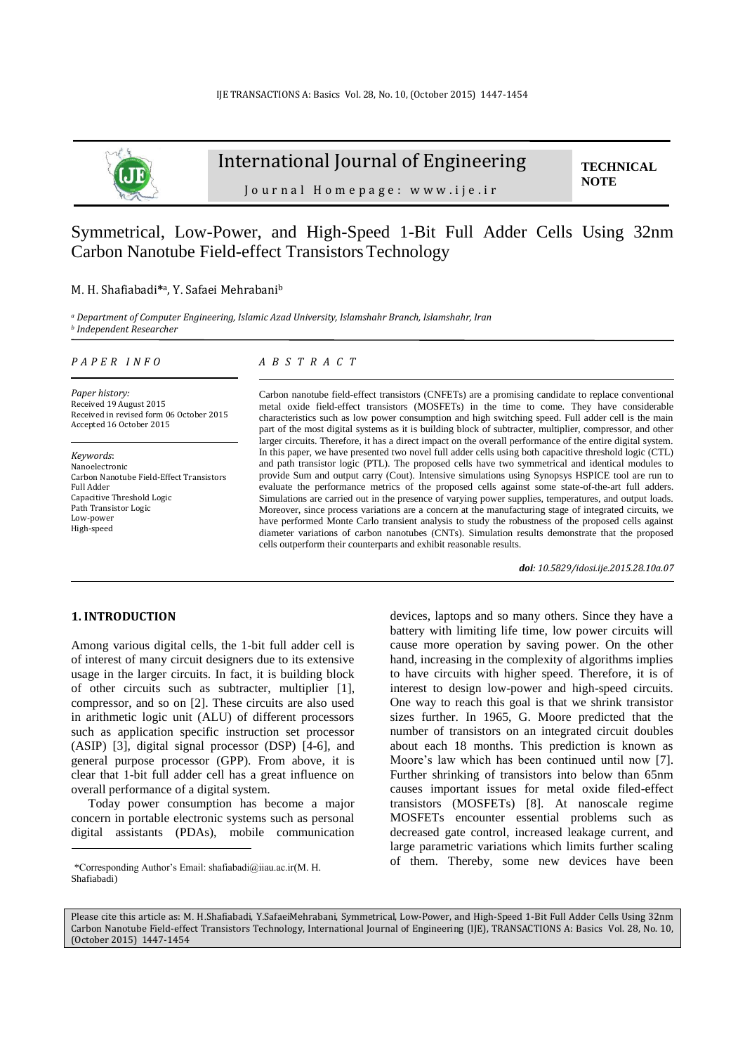# Symmetrical, Low-Power, and High-Speed 1-Bit Full Adder Cells Using 32nm Carbon Nanotube Field-effect Transistors Technology

M. H. Shafiabadi*[a], Y. Safaei Mehrabani[b]

[a] *Department of Computer Engineering, Islamic Azad University, Islamshahr Branch, Islamshahr, Iran*
[b] *Independent Researcher*

*PAPER INFO*

*Paper history:*
Received 19 August 2015
Received in revised form 06 October 2015
Accepted 16 October 2015

*Keywords*:
Nanoelectronic
Carbon Nanotube Field-Effect Transistors
Full Adder
Capacitive Threshold Logic
Path Transistor Logic
Low-power
High-speed

*ABSTRACT*

Carbon nanotube field-effect transistors (CNFETs) are a promising candidate to replace conventional metal oxide field-effect transistors (MOSFETs) in the time to come. They have considerable characteristics such as low power consumption and high switching speed. Full adder cell is the main part of the most digital systems as it is building block of subtracter, multiplier, compressor, and other larger circuits. Therefore, it has a direct impact on the overall performance of the entire digital system. In this paper, we have presented two novel full adder cells using both capacitive threshold logic (CTL) and path transistor logic (PTL). The proposed cells have two symmetrical and identical modules to provide Sum and output carry (Cout). Intensive simulations using Synopsys HSPICE tool are run to evaluate the performance metrics of the proposed cells against some state-of-the-art full adders. Simulations are carried out in the presence of varying power supplies, temperatures, and output loads. Moreover, since process variations are a concern at the manufacturing stage of integrated circuits, we have performed Monte Carlo transient analysis to study the robustness of the proposed cells against diameter variations of carbon nanotubes (CNTs). Simulation results demonstrate that the proposed cells outperform their counterparts and exhibit reasonable results.

***doi**: 10.5829/idosi.ije.2015.28.10a.07*

## 1. INTRODUCTION

Among various digital cells, the 1-bit full adder cell is of interest of many circuit designers due to its extensive usage in the larger circuits. In fact, it is building block of other circuits such as subtracter, multiplier [1], compressor, and so on [2]. These circuits are also used in arithmetic logic unit (ALU) of different processors such as application specific instruction set processor (ASIP) [3], digital signal processor (DSP) [4-6], and general purpose processor (GPP). From above, it is clear that 1-bit full adder cell has a great influence on overall performance of a digital system.

Today power consumption has become a major concern in portable electronic systems such as personal digital assistants (PDAs), mobile communication devices, laptops and so many others. Since they have a battery with limiting life time, low power circuits will cause more operation by saving power. On the other hand, increasing in the complexity of algorithms implies to have circuits with higher speed. Therefore, it is of interest to design low-power and high-speed circuits. One way to reach this goal is that we shrink transistor sizes further. In 1965, G. Moore predicted that the number of transistors on an integrated circuit doubles about each 18 months. This prediction is known as Moore's law which has been continued until now [7]. Further shrinking of transistors into below than 65nm causes important issues for metal oxide filed-effect transistors (MOSFETs) [8]. At nanoscale regime MOSFETs encounter essential problems such as decreased gate control, increased leakage current, and large parametric variations which limits further scaling of them. Thereby, some new devices have been

*Corresponding Author's Email: shafiabadi@iiau.ac.ir(M. H. Shafiabadi)

Please cite this article as: M. H.Shafiabadi, Y.SafaeiMehrabani, Symmetrical, Low-Power, and High-Speed 1-Bit Full Adder Cells Using 32nm Carbon Nanotube Field-effect Transistors Technology, International Journal of Engineering (IJE), TRANSACTIONS A: Basics Vol. 28, No. 10, (October 2015) 1447-1454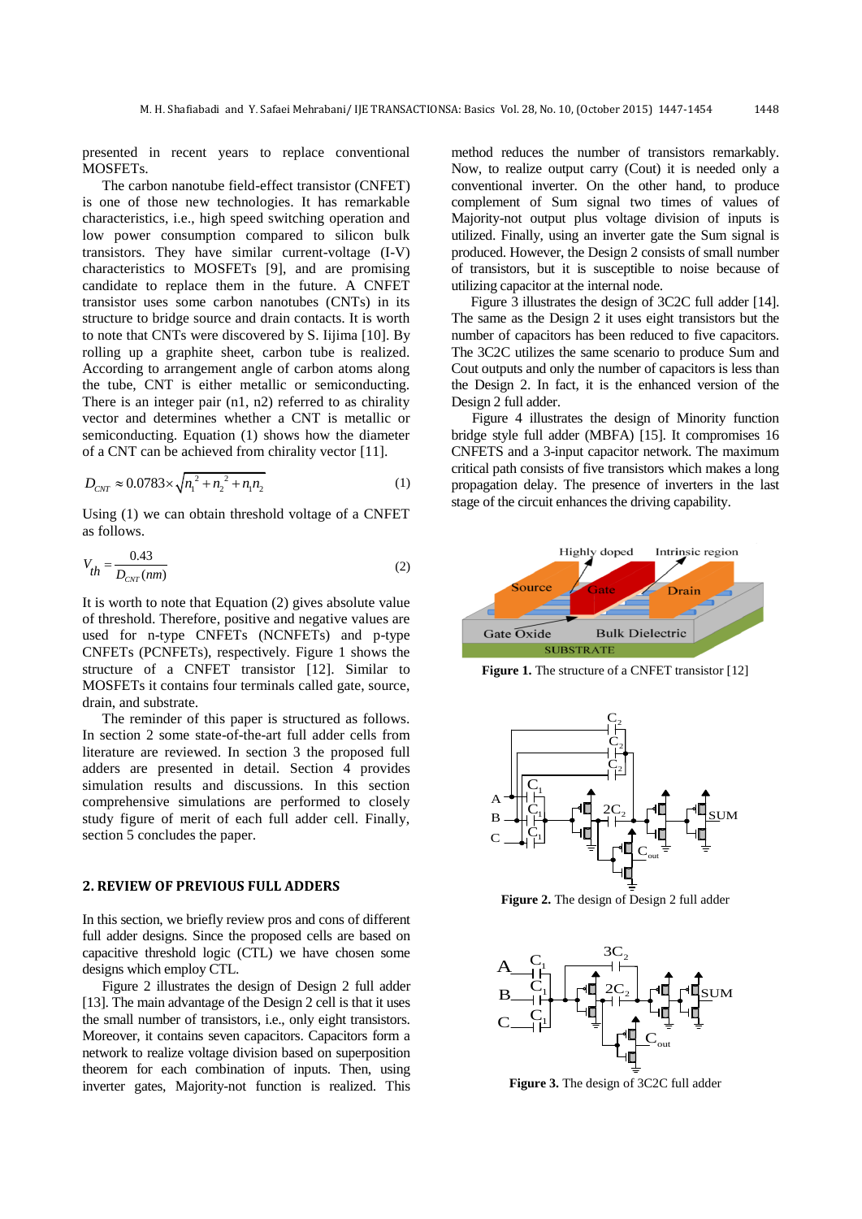presented in recent years to replace conventional MOSFETs.

The carbon nanotube field-effect transistor (CNFET) is one of those new technologies. It has remarkable characteristics, i.e., high speed switching operation and low power consumption compared to silicon bulk transistors. They have similar current-voltage (I-V) characteristics to MOSFETs [9], and are promising candidate to replace them in the future. A CNFET transistor uses some carbon nanotubes (CNTs) in its structure to bridge source and drain contacts. It is worth to note that CNTs were discovered by S. Iijima [10]. By rolling up a graphite sheet, carbon tube is realized. According to arrangement angle of carbon atoms along the tube, CNT is either metallic or semiconducting. There is an integer pair (n1, n2) referred to as chirality vector and determines whether a CNT is metallic or semiconducting. Equation (1) shows how the diameter of a CNT can be achieved from chirality vector [11].

$$D_{CNT} \approx 0.0783 \times \sqrt{n_1^2 + n_2^2 + n_1 n_2} \tag{1}$$

Using (1) we can obtain threshold voltage of a CNFET as follows.

$$V_{th} = \frac{0.43}{D_{CNT}(nm)} \tag{2}$$

It is worth to note that Equation (2) gives absolute value of threshold. Therefore, positive and negative values are used for n-type CNFETs (NCNFETs) and p-type CNFETs (PCNFETs), respectively. Figure 1 shows the structure of a CNFET transistor [12]. Similar to MOSFETs it contains four terminals called gate, source, drain, and substrate.

The reminder of this paper is structured as follows. In section 2 some state-of-the-art full adder cells from literature are reviewed. In section 3 the proposed full adders are presented in detail. Section 4 provides simulation results and discussions. In this section comprehensive simulations are performed to closely study figure of merit of each full adder cell. Finally, section 5 concludes the paper.

## 2. REVIEW OF PREVIOUS FULL ADDERS

In this section, we briefly review pros and cons of different full adder designs. Since the proposed cells are based on capacitive threshold logic (CTL) we have chosen some designs which employ CTL.

Figure 2 illustrates the design of Design 2 full adder [13]. The main advantage of the Design 2 cell is that it uses the small number of transistors, i.e., only eight transistors. Moreover, it contains seven capacitors. Capacitors form a network to realize voltage division based on superposition theorem for each combination of inputs. Then, using inverter gates, Majority-not function is realized. This method reduces the number of transistors remarkably. Now, to realize output carry (Cout) it is needed only a conventional inverter. On the other hand, to produce complement of Sum signal two times of values of Majority-not output plus voltage division of inputs is utilized. Finally, using an inverter gate the Sum signal is produced. However, the Design 2 consists of small number of transistors, but it is susceptible to noise because of utilizing capacitor at the internal node.

Figure 3 illustrates the design of 3C2C full adder [14]. The same as the Design 2 it uses eight transistors but the number of capacitors has been reduced to five capacitors. The 3C2C utilizes the same scenario to produce Sum and Cout outputs and only the number of capacitors is less than the Design 2. In fact, it is the enhanced version of the Design 2 full adder.

Figure 4 illustrates the design of Minority function bridge style full adder (MBFA) [15]. It compromises 16 CNFETS and a 3-input capacitor network. The maximum critical path consists of five transistors which makes a long propagation delay. The presence of inverters in the last stage of the circuit enhances the driving capability.

**Figure 1.** The structure of a CNFET transistor [12]

**Figure 2.** The design of Design 2 full adder

**Figure 3.** The design of 3C2C full adder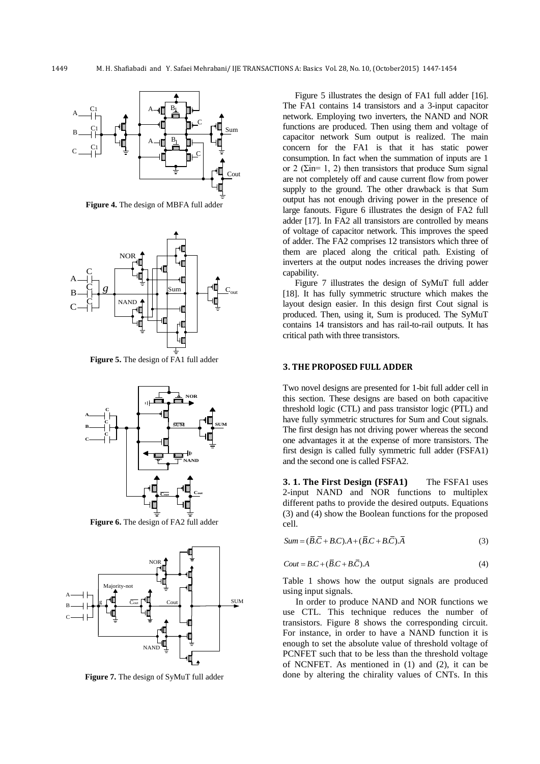**Figure 4.** The design of MBFA full adder

**Figure 5.** The design of FA1 full adder

**Figure 6.** The design of FA2 full adder

**Figure 7.** The design of SyMuT full adder

Figure 5 illustrates the design of FA1 full adder [16]. The FA1 contains 14 transistors and a 3-input capacitor network. Employing two inverters, the NAND and NOR functions are produced. Then using them and voltage of capacitor network Sum output is realized. The main concern for the FA1 is that it has static power consumption. In fact when the summation of inputs are 1 or 2 ($\Sigma$in= 1, 2) then transistors that produce Sum signal are not completely off and cause current flow from power supply to the ground. The other drawback is that Sum output has not enough driving power in the presence of large fanouts. Figure 6 illustrates the design of FA2 full adder [17]. In FA2 all transistors are controlled by means of voltage of capacitor network. This improves the speed of adder. The FA2 comprises 12 transistors which three of them are placed along the critical path. Existing of inverters at the output nodes increases the driving power capability.

Figure 7 illustrates the design of SyMuT full adder [18]. It has fully symmetric structure which makes the layout design easier. In this design first Cout signal is produced. Then, using it, Sum is produced. The SyMuT contains 14 transistors and has rail-to-rail outputs. It has critical path with three transistors.

## 3. THE PROPOSED FULL ADDER

Two novel designs are presented for 1-bit full adder cell in this section. These designs are based on both capacitive threshold logic (CTL) and pass transistor logic (PTL) and have fully symmetric structures for Sum and Cout signals. The first design has not driving power whereas the second one advantages it at the expense of more transistors. The first design is called fully symmetric full adder (FSFA1) and the second one is called FSFA2.

### 3. 1. The First Design (FSFA1)

The FSFA1 uses 2-input NAND and NOR functions to multiplex different paths to provide the desired outputs. Equations (3) and (4) show the Boolean functions for the proposed cell.

$$Sum = (\bar{B}.\bar{C} + B.C).A + (\bar{B}.C + B.\bar{C}).\bar{A} \tag{3}$$

$$Cout = B.C + (\bar{B}.C + B.\bar{C}).A \tag{4}$$

Table 1 shows how the output signals are produced using input signals.

In order to produce NAND and NOR functions we use CTL. This technique reduces the number of transistors. Figure 8 shows the corresponding circuit. For instance, in order to have a NAND function it is enough to set the absolute value of threshold voltage of PCNFET such that to be less than the threshold voltage of NCNFET. As mentioned in (1) and (2), it can be done by altering the chirality values of CNTs. In this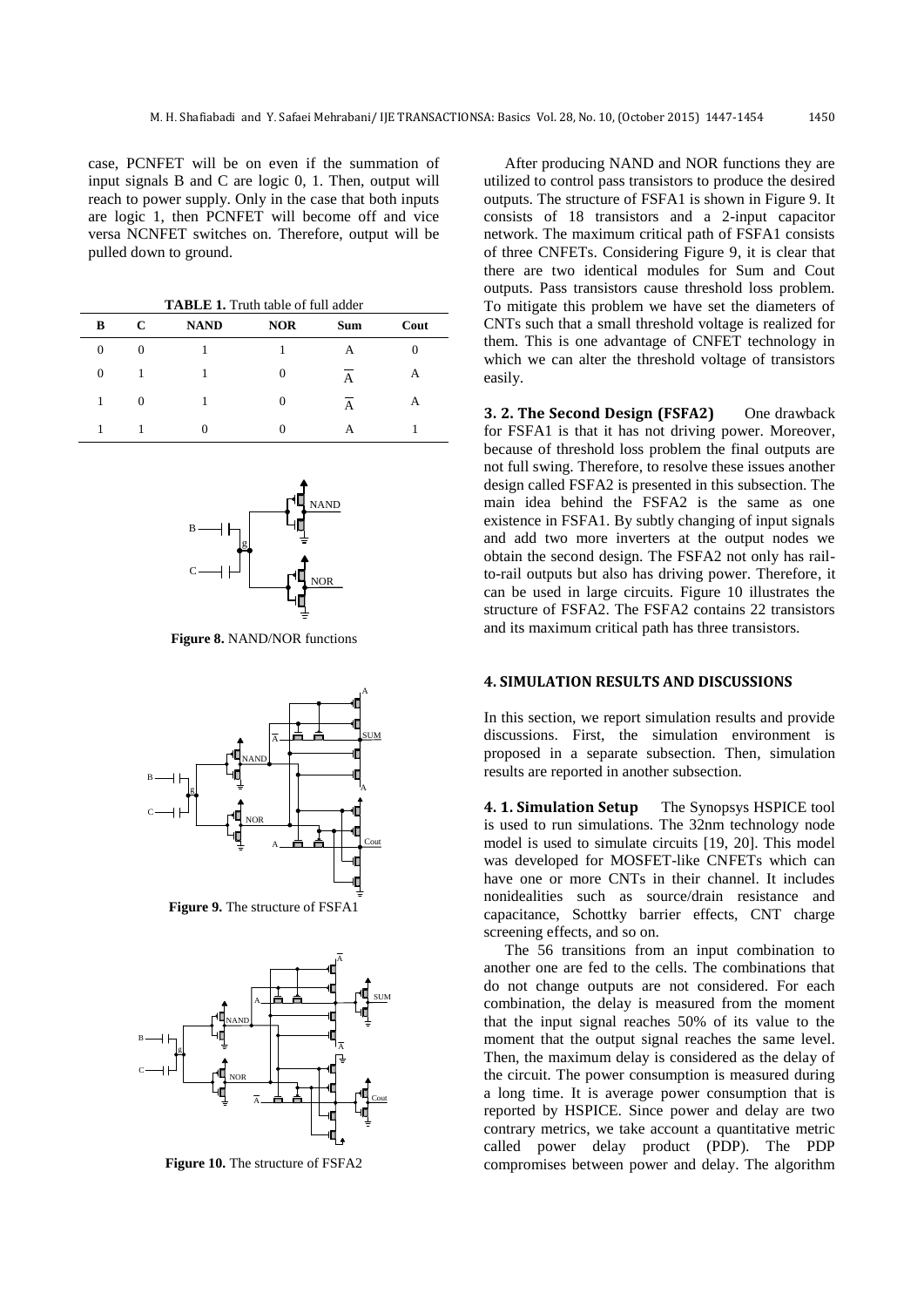case, PCNFET will be on even if the summation of input signals B and C are logic 0, 1. Then, output will reach to power supply. Only in the case that both inputs are logic 1, then PCNFET will become off and vice versa NCNFET switches on. Therefore, output will be pulled down to ground.

**TABLE 1.** Truth table of full adder

| B | C | NAND | NOR | Sum | Cout |
|---|---|---|---|---|---|
| 0 | 0 | 1 | 1 | A | 0 |
| 0 | 1 | 1 | 0 | $\overline{A}$ | A |
| 1 | 0 | 1 | 0 | $\overline{A}$ | A |
| 1 | 1 | 0 | 0 | A | 1 |

**Figure 8.** NAND/NOR functions

**Figure 9.** The structure of FSFA1

**Figure 10.** The structure of FSFA2

After producing NAND and NOR functions they are utilized to control pass transistors to produce the desired outputs. The structure of FSFA1 is shown in Figure 9. It consists of 18 transistors and a 2-input capacitor network. The maximum critical path of FSFA1 consists of three CNFETs. Considering Figure 9, it is clear that there are two identical modules for Sum and Cout outputs. Pass transistors cause threshold loss problem. To mitigate this problem we have set the diameters of CNTs such that a small threshold voltage is realized for them. This is one advantage of CNFET technology in which we can alter the threshold voltage of transistors easily.

**3. 2. The Second Design (FSFA2)** One drawback for FSFA1 is that it has not driving power. Moreover, because of threshold loss problem the final outputs are not full swing. Therefore, to resolve these issues another design called FSFA2 is presented in this subsection. The main idea behind the FSFA2 is the same as one existence in FSFA1. By subtly changing of input signals and add two more inverters at the output nodes we obtain the second design. The FSFA2 not only has rail-to-rail outputs but also has driving power. Therefore, it can be used in large circuits. Figure 10 illustrates the structure of FSFA2. The FSFA2 contains 22 transistors and its maximum critical path has three transistors.

## 4. SIMULATION RESULTS AND DISCUSSIONS

In this section, we report simulation results and provide discussions. First, the simulation environment is proposed in a separate subsection. Then, simulation results are reported in another subsection.

**4. 1. Simulation Setup** The Synopsys HSPICE tool is used to run simulations. The 32nm technology node model is used to simulate circuits [19, 20]. This model was developed for MOSFET-like CNFETs which can have one or more CNTs in their channel. It includes nonidealities such as source/drain resistance and capacitance, Schottky barrier effects, CNT charge screening effects, and so on.

The 56 transitions from an input combination to another one are fed to the cells. The combinations that do not change outputs are not considered. For each combination, the delay is measured from the moment that the input signal reaches 50% of its value to the moment that the output signal reaches the same level. Then, the maximum delay is considered as the delay of the circuit. The power consumption is measured during a long time. It is average power consumption that is reported by HSPICE. Since power and delay are two contrary metrics, we take account a quantitative metric called power delay product (PDP). The PDP compromises between power and delay. The algorithm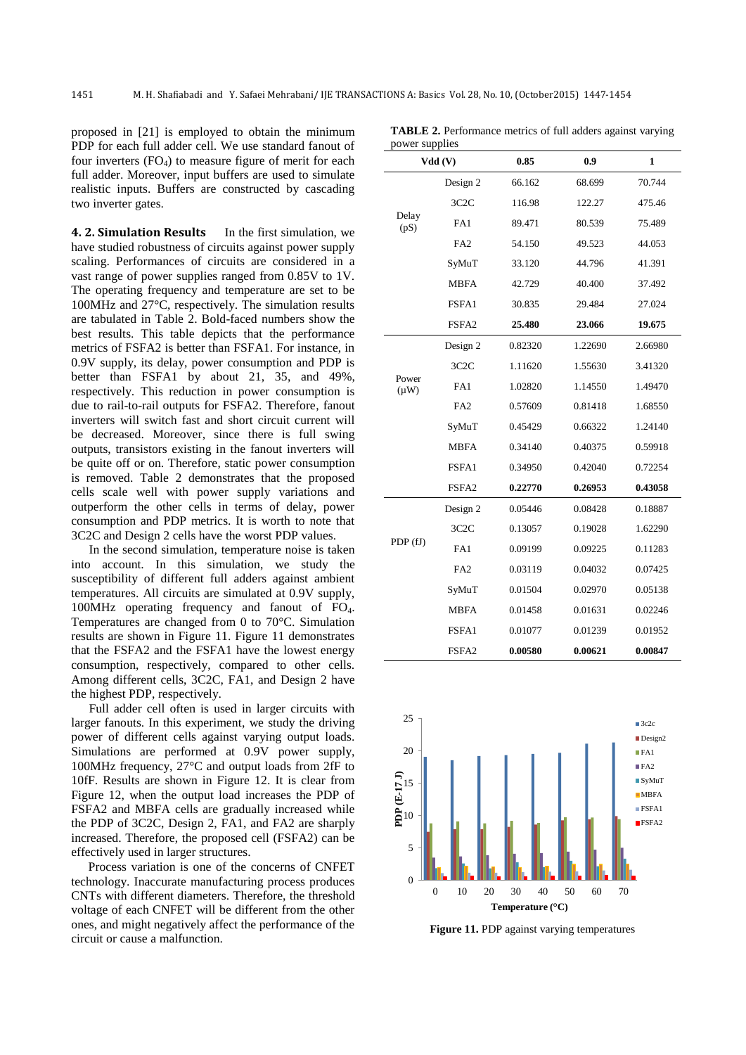proposed in [21] is employed to obtain the minimum PDP for each full adder cell. We use standard fanout of four inverters ($FO_4$) to measure figure of merit for each full adder. Moreover, input buffers are used to simulate realistic inputs. Buffers are constructed by cascading two inverter gates.

**4. 2. Simulation Results** In the first simulation, we have studied robustness of circuits against power supply scaling. Performances of circuits are considered in a vast range of power supplies ranged from 0.85V to 1V. The operating frequency and temperature are set to be 100MHz and 27°C, respectively. The simulation results are tabulated in Table 2. Bold-faced numbers show the best results. This table depicts that the performance metrics of FSFA2 is better than FSFA1. For instance, in 0.9V supply, its delay, power consumption and PDP is better than FSFA1 by about 21, 35, and 49%, respectively. This reduction in power consumption is due to rail-to-rail outputs for FSFA2. Therefore, fanout inverters will switch fast and short circuit current will be decreased. Moreover, since there is full swing outputs, transistors existing in the fanout inverters will be quite off or on. Therefore, static power consumption is removed. Table 2 demonstrates that the proposed cells scale well with power supply variations and outperform the other cells in terms of delay, power consumption and PDP metrics. It is worth to note that 3C2C and Design 2 cells have the worst PDP values.

In the second simulation, temperature noise is taken into account. In this simulation, we study the susceptibility of different full adders against ambient temperatures. All circuits are simulated at 0.9V supply, 100MHz operating frequency and fanout of $FO_4$. Temperatures are changed from 0 to 70°C. Simulation results are shown in Figure 11. Figure 11 demonstrates that the FSFA2 and the FSFA1 have the lowest energy consumption, respectively, compared to other cells. Among different cells, 3C2C, FA1, and Design 2 have the highest PDP, respectively.

Full adder cell often is used in larger circuits with larger fanouts. In this experiment, we study the driving power of different cells against varying output loads. Simulations are performed at 0.9V power supply, 100MHz frequency, 27°C and output loads from 2fF to 10fF. Results are shown in Figure 12. It is clear from Figure 12, when the output load increases the PDP of FSFA2 and MBFA cells are gradually increased while the PDP of 3C2C, Design 2, FA1, and FA2 are sharply increased. Therefore, the proposed cell (FSFA2) can be effectively used in larger structures.

Process variation is one of the concerns of CNFET technology. Inaccurate manufacturing process produces CNTs with different diameters. Therefore, the threshold voltage of each CNFET will be different from the other ones, and might negatively affect the performance of the circuit or cause a malfunction.

**TABLE 2.** Performance metrics of full adders against varying power supplies

| Vdd (V) | | 0.85 | 0.9 | 1 |
|---|---|---|---|---|
| Delay (pS) | Design 2 | 66.162 | 68.699 | 70.744 |
| | 3C2C | 116.98 | 122.27 | 475.46 |
| | FA1 | 89.471 | 80.539 | 75.489 |
| | FA2 | 54.150 | 49.523 | 44.053 |
| | SyMuT | 33.120 | 44.796 | 41.391 |
| | MBFA | 42.729 | 40.400 | 37.492 |
| | FSFA1 | 30.835 | 29.484 | 27.024 |
| | FSFA2 | **25.480** | **23.066** | **19.675** |
| Power (μW) | Design 2 | 0.82320 | 1.22690 | 2.66980 |
| | 3C2C | 1.11620 | 1.55630 | 3.41320 |
| | FA1 | 1.02820 | 1.14550 | 1.49470 |
| | FA2 | 0.57609 | 0.81418 | 1.68550 |
| | SyMuT | 0.45429 | 0.66322 | 1.24140 |
| | MBFA | 0.34140 | 0.40375 | 0.59918 |
| | FSFA1 | 0.34950 | 0.42040 | 0.72254 |
| | FSFA2 | **0.22770** | **0.26953** | **0.43058** |
| PDP (fJ) | Design 2 | 0.05446 | 0.08428 | 0.18887 |
| | 3C2C | 0.13057 | 0.19028 | 1.62290 |
| | FA1 | 0.09199 | 0.09225 | 0.11283 |
| | FA2 | 0.03119 | 0.04032 | 0.07425 |
| | SyMuT | 0.01504 | 0.02970 | 0.05138 |
| | MBFA | 0.01458 | 0.01631 | 0.02246 |
| | FSFA1 | 0.01077 | 0.01239 | 0.01952 |
| | FSFA2 | **0.00580** | **0.00621** | **0.00847** |

**Figure 11.** PDP against varying temperatures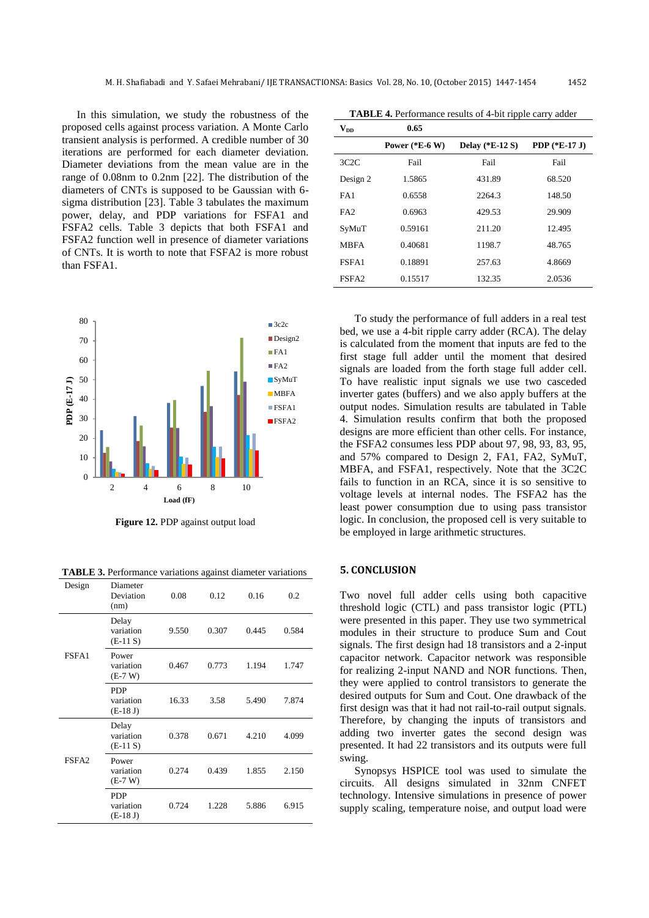In this simulation, we study the robustness of the proposed cells against process variation. A Monte Carlo transient analysis is performed. A credible number of 30 iterations are performed for each diameter deviation. Diameter deviations from the mean value are in the range of 0.08nm to 0.2nm [22]. The distribution of the diameters of CNTs is supposed to be Gaussian with 6-sigma distribution [23]. Table 3 tabulates the maximum power, delay, and PDP variations for FSFA1 and FSFA2 cells. Table 3 depicts that both FSFA1 and FSFA2 function well in presence of diameter variations of CNTs. It is worth to note that FSFA2 is more robust than FSFA1.

**Figure 12.** PDP against output load

**TABLE 3.** Performance variations against diameter variations

| Design | Diameter Deviation (nm) | 0.08 | 0.12 | 0.16 | 0.2 |
|---|---|---|---|---|---|
| FSFA1 | Delay variation (E-11 S) | 9.550 | 0.307 | 0.445 | 0.584 |
| | Power variation (E-7 W) | 0.467 | 0.773 | 1.194 | 1.747 |
| | PDP variation (E-18 J) | 16.33 | 3.58 | 5.490 | 7.874 |
| FSFA2 | Delay variation (E-11 S) | 0.378 | 0.671 | 4.210 | 4.099 |
| | Power variation (E-7 W) | 0.274 | 0.439 | 1.855 | 2.150 |
| | PDP variation (E-18 J) | 0.724 | 1.228 | 5.886 | 6.915 |

**TABLE 4.** Performance results of 4-bit ripple carry adder

| $V_{DD}$ | 0.65 | | |
|---|---|---|---|
| | Power (*E-6 W) | Delay (*E-12 S) | PDP (*E-17 J) |
| 3C2C | Fail | Fail | Fail |
| Design 2 | 1.5865 | 431.89 | 68.520 |
| FA1 | 0.6558 | 2264.3 | 148.50 |
| FA2 | 0.6963 | 429.53 | 29.909 |
| SyMuT | 0.59161 | 211.20 | 12.495 |
| MBFA | 0.40681 | 1198.7 | 48.765 |
| FSFA1 | 0.18891 | 257.63 | 4.8669 |
| FSFA2 | 0.15517 | 132.35 | 2.0536 |

To study the performance of full adders in a real test bed, we use a 4-bit ripple carry adder (RCA). The delay is calculated from the moment that inputs are fed to the first stage full adder until the moment that desired signals are loaded from the forth stage full adder cell. To have realistic input signals we use two casceded inverter gates (buffers) and we also apply buffers at the output nodes. Simulation results are tabulated in Table 4. Simulation results confirm that both the proposed designs are more efficient than other cells. For instance, the FSFA2 consumes less PDP about 97, 98, 93, 83, 95, and 57% compared to Design 2, FA1, FA2, SyMuT, MBFA, and FSFA1, respectively. Note that the 3C2C fails to function in an RCA, since it is so sensitive to voltage levels at internal nodes. The FSFA2 has the least power consumption due to using pass transistor logic. In conclusion, the proposed cell is very suitable to be employed in large arithmetic structures.

## 5. CONCLUSION

Two novel full adder cells using both capacitive threshold logic (CTL) and pass transistor logic (PTL) were presented in this paper. They use two symmetrical modules in their structure to produce Sum and Cout signals. The first design had 18 transistors and a 2-input capacitor network. Capacitor network was responsible for realizing 2-input NAND and NOR functions. Then, they were applied to control transistors to generate the desired outputs for Sum and Cout. One drawback of the first design was that it had not rail-to-rail output signals. Therefore, by changing the inputs of transistors and adding two inverter gates the second design was presented. It had 22 transistors and its outputs were full swing.

Synopsys HSPICE tool was used to simulate the circuits. All designs simulated in 32nm CNFET technology. Intensive simulations in presence of power supply scaling, temperature noise, and output load were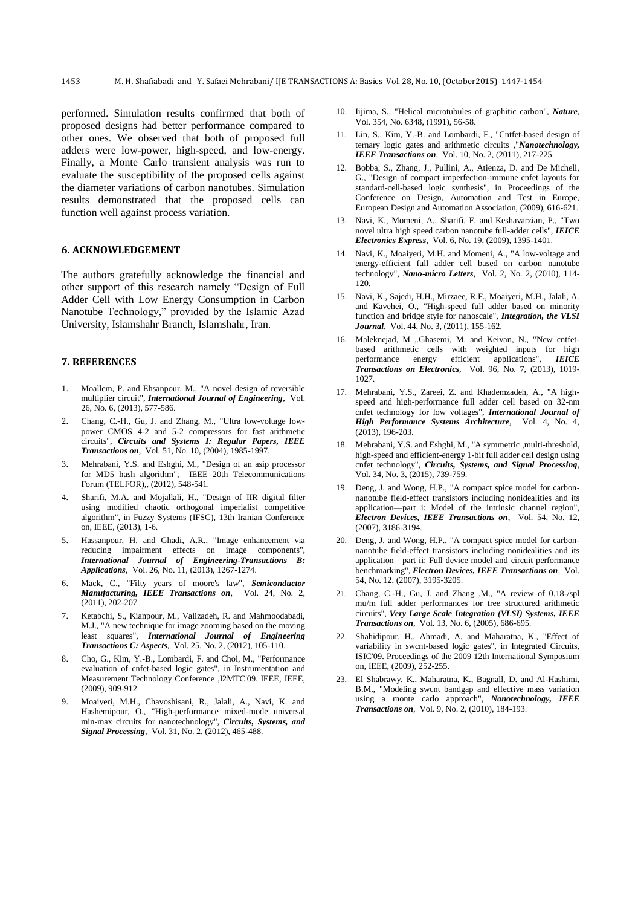performed. Simulation results confirmed that both of proposed designs had better performance compared to other ones. We observed that both of proposed full adders were low-power, high-speed, and low-energy. Finally, a Monte Carlo transient analysis was run to evaluate the susceptibility of the proposed cells against the diameter variations of carbon nanotubes. Simulation results demonstrated that the proposed cells can function well against process variation.

## 6. ACKNOWLEDGEMENT

The authors gratefully acknowledge the financial and other support of this research namely "Design of Full Adder Cell with Low Energy Consumption in Carbon Nanotube Technology," provided by the Islamic Azad University, Islamshahr Branch, Islamshahr, Iran.

## 7. REFERENCES

1. Moallem, P. and Ehsanpour, M., "A novel design of reversible multiplier circuit", ***International Journal of Engineering***, Vol. 26, No. 6, (2013), 577-586.
2. Chang, C.-H., Gu, J. and Zhang, M., "Ultra low-voltage low-power CMOS 4-2 and 5-2 compressors for fast arithmetic circuits", ***Circuits and Systems I: Regular Papers, IEEE Transactions on***, Vol. 51, No. 10, (2004), 1985-1997.
3. Mehrabani, Y.S. and Eshghi, M., "Design of an asip processor for MD5 hash algorithm", IEEE 20th Telecommunications Forum (TELFOR),, (2012), 548-541.
4. Sharifi, M.A. and Mojallali, H., "Design of IIR digital filter using modified chaotic orthogonal imperialist competitive algorithm", in Fuzzy Systems (IFSC), 13th Iranian Conference on, IEEE, (2013), 1-6.
5. Hassanpour, H. and Ghadi, A.R., "Image enhancement via reducing impairment effects on image components", ***International Journal of Engineering-Transactions B: Applications***, Vol. 26, No. 11, (2013), 1267-1274.
6. Mack, C., "Fifty years of moore's law", ***Semiconductor Manufacturing, IEEE Transactions on***, Vol. 24, No. 2, (2011), 202-207.
7. Ketabchi, S., Kianpour, M., Valizadeh, R. and Mahmoodabadi, M.J., "A new technique for image zooming based on the moving least squares", ***International Journal of Engineering Transactions C: Aspects***, Vol. 25, No. 2, (2012), 105-110.
8. Cho, G., Kim, Y.-B., Lombardi, F. and Choi, M., "Performance evaluation of cnfet-based logic gates", in Instrumentation and Measurement Technology Conference ,I2MTC'09. IEEE, IEEE, (2009), 909-912.
9. Moaiyeri, M.H., Chavoshisani, R., Jalali, A., Navi, K. and Hashemipour, O., "High-performance mixed-mode universal min-max circuits for nanotechnology", ***Circuits, Systems, and Signal Processing***, Vol. 31, No. 2, (2012), 465-488.
10. Iijima, S., "Helical microtubules of graphitic carbon", ***Nature***, Vol. 354, No. 6348, (1991), 56-58.
11. Lin, S., Kim, Y.-B. and Lombardi, F., "Cntfet-based design of ternary logic gates and arithmetic circuits ,"***Nanotechnology, IEEE Transactions on***, Vol. 10, No. 2, (2011), 217-225.
12. Bobba, S., Zhang, J., Pullini, A., Atienza, D. and De Micheli, G., "Design of compact imperfection-immune cnfet layouts for standard-cell-based logic synthesis", in Proceedings of the Conference on Design, Automation and Test in Europe, European Design and Automation Association, (2009), 616-621.
13. Navi, K., Momeni, A., Sharifi, F. and Keshavarzian, P., "Two novel ultra high speed carbon nanotube full-adder cells", ***IEICE Electronics Express***, Vol. 6, No. 19, (2009), 1395-1401.
14. Navi, K., Moaiyeri, M.H. and Momeni, A., "A low-voltage and energy-efficient full adder cell based on carbon nanotube technology", ***Nano-micro Letters***, Vol. 2, No. 2, (2010), 114-120.
15. Navi, K., Sajedi, H.H., Mirzaee, R.F., Moaiyeri, M.H., Jalali, A. and Kavehei, O., "High-speed full adder based on minority function and bridge style for nanoscale", ***Integration, the VLSI Journal***, Vol. 44, No. 3, (2011), 155-162.
16. Maleknejad, M ,.Ghasemi, M. and Keivan, N., "New cntfet-based arithmetic cells with weighted inputs for high performance energy efficient applications", ***IEICE Transactions on Electronics***, Vol. 96, No. 7, (2013), 1019-1027.
17. Mehrabani, Y.S., Zareei, Z. and Khademzadeh, A., "A high-speed and high-performance full adder cell based on 32-nm cnfet technology for low voltages", ***International Journal of High Performance Systems Architecture***, Vol. 4, No. 4, (2013), 196-203.
18. Mehrabani, Y.S. and Eshghi, M., "A symmetric ,multi-threshold, high-speed and efficient-energy 1-bit full adder cell design using cnfet technology", ***Circuits, Systems, and Signal Processing***, Vol. 34, No. 3, (2015), 739-759.
19. Deng, J. and Wong, H.P., "A compact spice model for carbon-nanotube field-effect transistors including nonidealities and its application—part i: Model of the intrinsic channel region", ***Electron Devices, IEEE Transactions on***, Vol. 54, No. 12, (2007), 3186-3194.
20. Deng, J. and Wong, H.P., "A compact spice model for carbon-nanotube field-effect transistors including nonidealities and its application—part ii: Full device model and circuit performance benchmarking", ***Electron Devices, IEEE Transactions on***, Vol. 54, No. 12, (2007), 3195-3205.
21. Chang, C.-H., Gu, J. and Zhang ,M., "A review of 0.18-/spl mu/m full adder performances for tree structured arithmetic circuits", ***Very Large Scale Integration (VLSI) Systems, IEEE Transactions on***, Vol. 13, No. 6, (2005), 686-695.
22. Shahidipour, H., Ahmadi, A. and Maharatna, K., "Effect of variability in swcnt-based logic gates", in Integrated Circuits, ISIC'09. Proceedings of the 2009 12th International Symposium on, IEEE, (2009), 252-255.
23. El Shabrawy, K., Maharatna, K., Bagnall, D. and Al-Hashimi, B.M., "Modeling swcnt bandgap and effective mass variation using a monte carlo approach", ***Nanotechnology, IEEE Transactions on***, Vol. 9, No. 2, (2010), 184-193.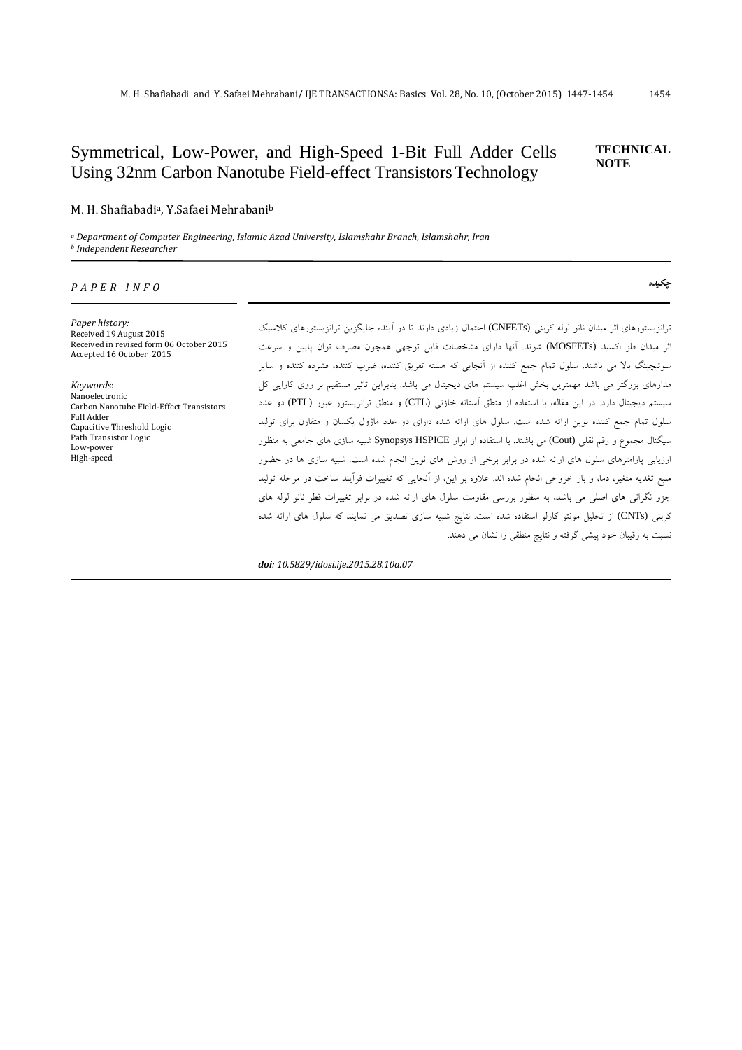# Symmetrical, Low-Power, and High-Speed 1-Bit Full Adder Cells Using 32nm Carbon Nanotube Field-effect Transistors Technology

**TECHNICAL NOTE**

M. H. Shafiabadi[a], Y.Safaei Mehrabani[b]

*[a] Department of Computer Engineering, Islamic Azad University, Islamshahr Branch, Islamshahr, Iran*
*[b] Independent Researcher*

*PAPER INFO*

*Paper history:*
Received 19 August 2015
Received in revised form 06 October 2015
Accepted 16 October 2015

*Keywords*:
Nanoelectronic
Carbon Nanotube Field-Effect Transistors
Full Adder
Capacitive Threshold Logic
Path Transistor Logic
Low-power
High-speed

**چکیده**

ترانزیستورهای اثر میدان نانو لوله کربنی (CNFETs) احتمال زیادی دارند تا در آینده جایگزین ترانزیستورهای کلاسیک اثر میدان فلز اکسید (MOSFETs) شوند. آنها دارای مشخصات قابل توجهی همچون مصرف توان پایین و سرعت سوئیچینگ بالا می باشند. سلول تمام جمع کننده از آنجایی که هسته تفریق کننده، ضرب کننده، فشرده کننده و سایر مدارهای بزرگتر می باشد مهمترین بخش اغلب سیستم های دیجیتال می باشد. بنابراین تاثیر مستقیم بر روی کارایی کل سیستم دیجیتال دارد. در این مقاله، با استفاده از منطق آستانه خازنی (CTL) و منطق ترانزیستور عبور (PTL) دو عدد سلول تمام جمع کننده نوین ارائه شده است. سلول های ارائه شده دارای دو عدد ماژول یکسان و متقارن برای تولید سیگنال مجموع و رقم نقلی (Cout) می باشند. با استفاده از ابزار Synopsys HSPICE شبیه سازی های جامعی به منظور ارزیابی پارامترهای سلول های ارائه شده در برابر برخی از روش های نوین انجام شده است. شبیه سازی ها در حضور منبع تغذیه متغیر، دما، و بار خروجی انجام شده اند. علاوه بر این، از آنجایی که تغییرات فرآیند ساخت در مرحله تولید جزو نگرانی های اصلی می باشد، به منظور بررسی مقاومت سلول های ارائه شده در برابر تغییرات قطر نانو لوله های کربنی (CNTs) از تحلیل مونتو کارلو استفاده شده است. نتایج شبیه سازی تصدیق می نمایند که سلول های ارائه شده نسبت به رقیبان خود پیشی گرفته و نتایج منطقی را نشان می دهند.

*doi: 10.5829/idosi.ije.2015.28.10a.07*